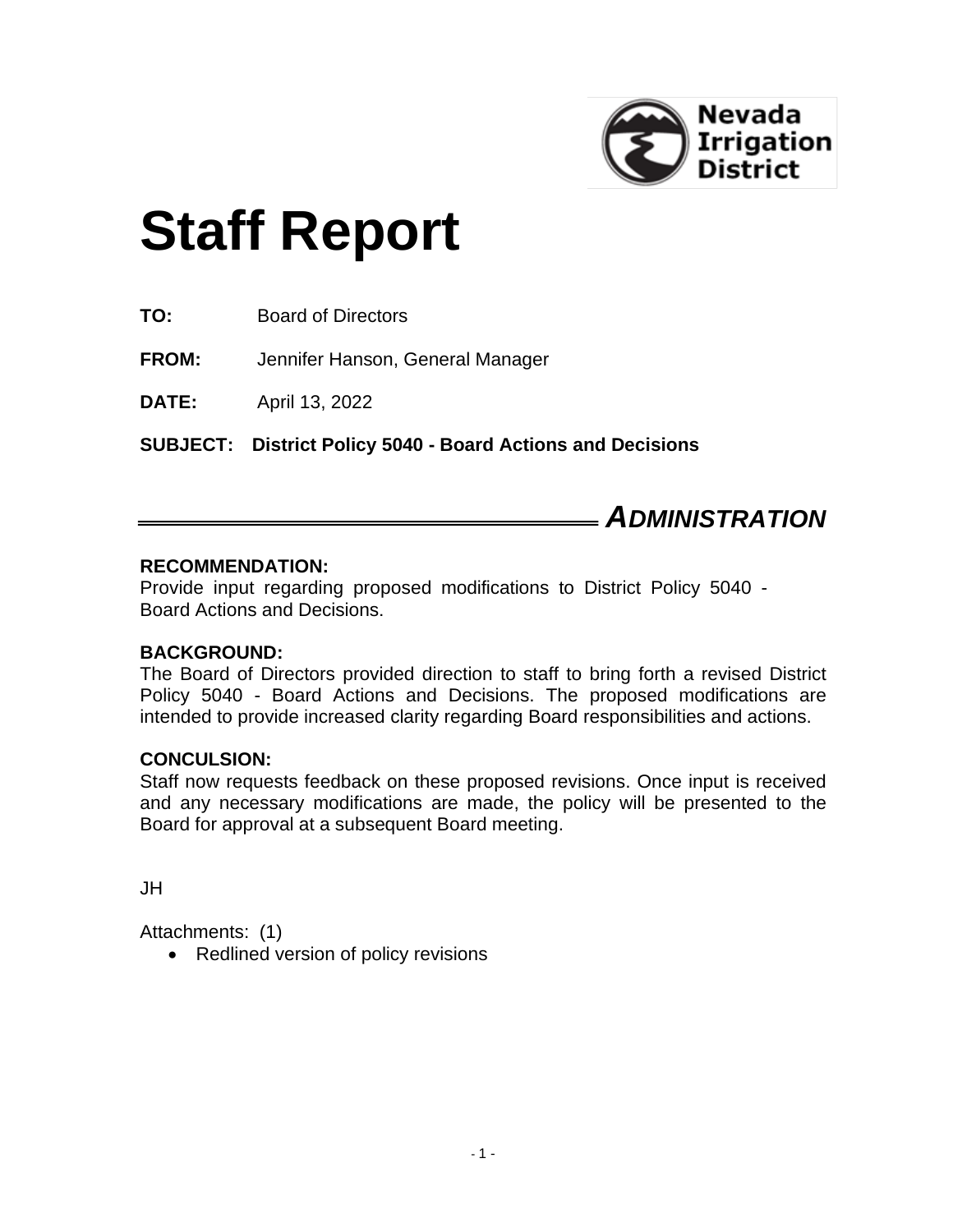Nevada Irrigation District

# Staff Report

**TO:** Board of Directors

**FROM:** Jennifer Hanson, General Manager

**DATE:** April 13, 2022

**SUBJECT: District Policy 5040 - Board Actions and Decisions**

## *ADMINISTRATION*

**RECOMMENDATION:**
Provide input regarding proposed modifications to District Policy 5040 - Board Actions and Decisions.

**BACKGROUND:**
The Board of Directors provided direction to staff to bring forth a revised District Policy 5040 - Board Actions and Decisions. The proposed modifications are intended to provide increased clarity regarding Board responsibilities and actions.

**CONCULSION:**
Staff now requests feedback on these proposed revisions. Once input is received and any necessary modifications are made, the policy will be presented to the Board for approval at a subsequent Board meeting.

JH

Attachments: (1)

- Redlined version of policy revisions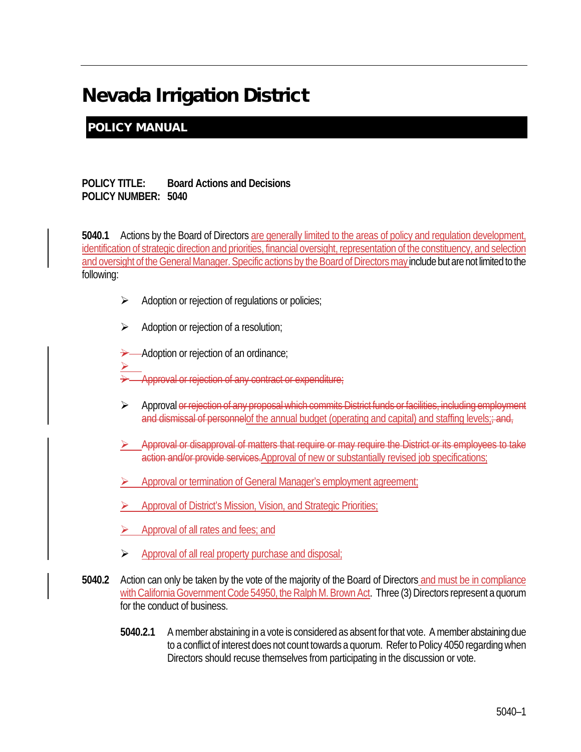# Nevada Irrigation District

## POLICY MANUAL

**POLICY TITLE:** **Board Actions and Decisions**
**POLICY NUMBER:** **5040**

**5040.1** Actions by the Board of Directors are generally limited to the areas of policy and regulation development, identification of strategic direction and priorities, financial oversight, representation of the constituency, and selection and oversight of the General Manager. Specific actions by the Board of Directors may include but are not limited to the following:

- Adoption or rejection of regulations or policies;
- Adoption or rejection of a resolution;
- Adoption or rejection of an ordinance;
- ~~Approval or rejection of any contract or expenditure;~~
- Approval ~~or rejection of any proposal which commits District funds or facilities, including employment and dismissal of personnel~~of the annual budget (operating and capital) and staffing levels;~~; and,~~
- ~~Approval or disapproval of matters that require or may require the District or its employees to take action and/or provide services.~~Approval of new or substantially revised job specifications;
- Approval or termination of General Manager's employment agreement;
- Approval of District's Mission, Vision, and Strategic Priorities;
- Approval of all rates and fees; and
- Approval of all real property purchase and disposal;

**5040.2** Action can only be taken by the vote of the majority of the Board of Directors and must be in compliance with California Government Code 54950, the Ralph M. Brown Act. Three (3) Directors represent a quorum for the conduct of business.

**5040.2.1** A member abstaining in a vote is considered as absent for that vote. A member abstaining due to a conflict of interest does not count towards a quorum. Refer to Policy 4050 regarding when Directors should recuse themselves from participating in the discussion or vote.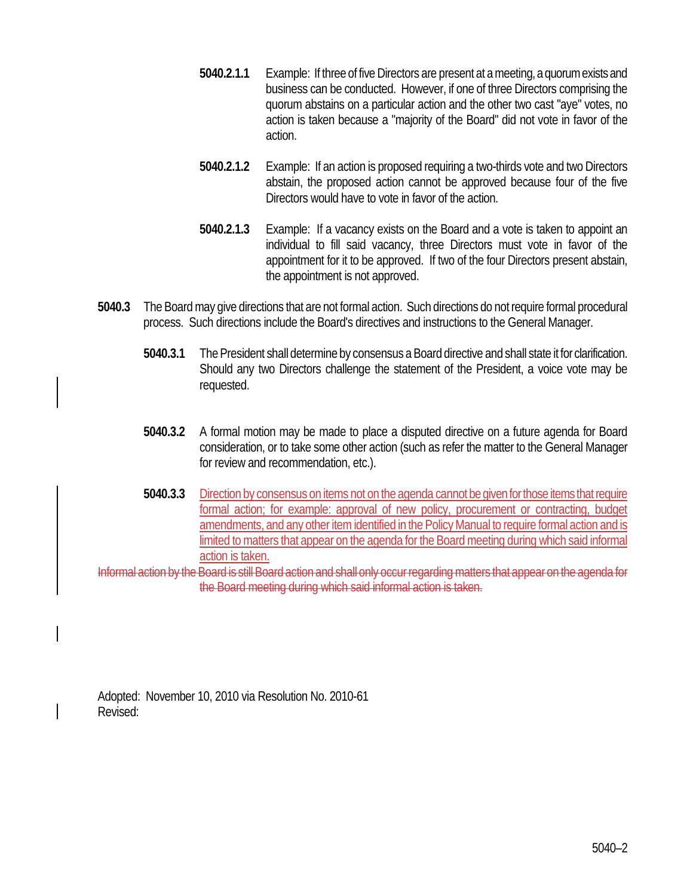**5040.2.1.1** Example: If three of five Directors are present at a meeting, a quorum exists and business can be conducted. However, if one of three Directors comprising the quorum abstains on a particular action and the other two cast "aye" votes, no action is taken because a "majority of the Board" did not vote in favor of the action.

**5040.2.1.2** Example: If an action is proposed requiring a two-thirds vote and two Directors abstain, the proposed action cannot be approved because four of the five Directors would have to vote in favor of the action.

**5040.2.1.3** Example: If a vacancy exists on the Board and a vote is taken to appoint an individual to fill said vacancy, three Directors must vote in favor of the appointment for it to be approved. If two of the four Directors present abstain, the appointment is not approved.

**5040.3** The Board may give directions that are not formal action. Such directions do not require formal procedural process. Such directions include the Board's directives and instructions to the General Manager.

**5040.3.1** The President shall determine by consensus a Board directive and shall state it for clarification. Should any two Directors challenge the statement of the President, a voice vote may be requested.

**5040.3.2** A formal motion may be made to place a disputed directive on a future agenda for Board consideration, or to take some other action (such as refer the matter to the General Manager for review and recommendation, etc.).

**5040.3.3** <u>Direction by consensus on items not on the agenda cannot be given for those items that require formal action; for example: approval of new policy, procurement or contracting, budget amendments, and any other item identified in the Policy Manual to require formal action and is limited to matters that appear on the agenda for the Board meeting during which said informal action is taken.</u>

~~Informal action by the Board is still Board action and shall only occur regarding matters that appear on the agenda for the Board meeting during which said informal action is taken.~~

Adopted: November 10, 2010 via Resolution No. 2010-61
Revised: